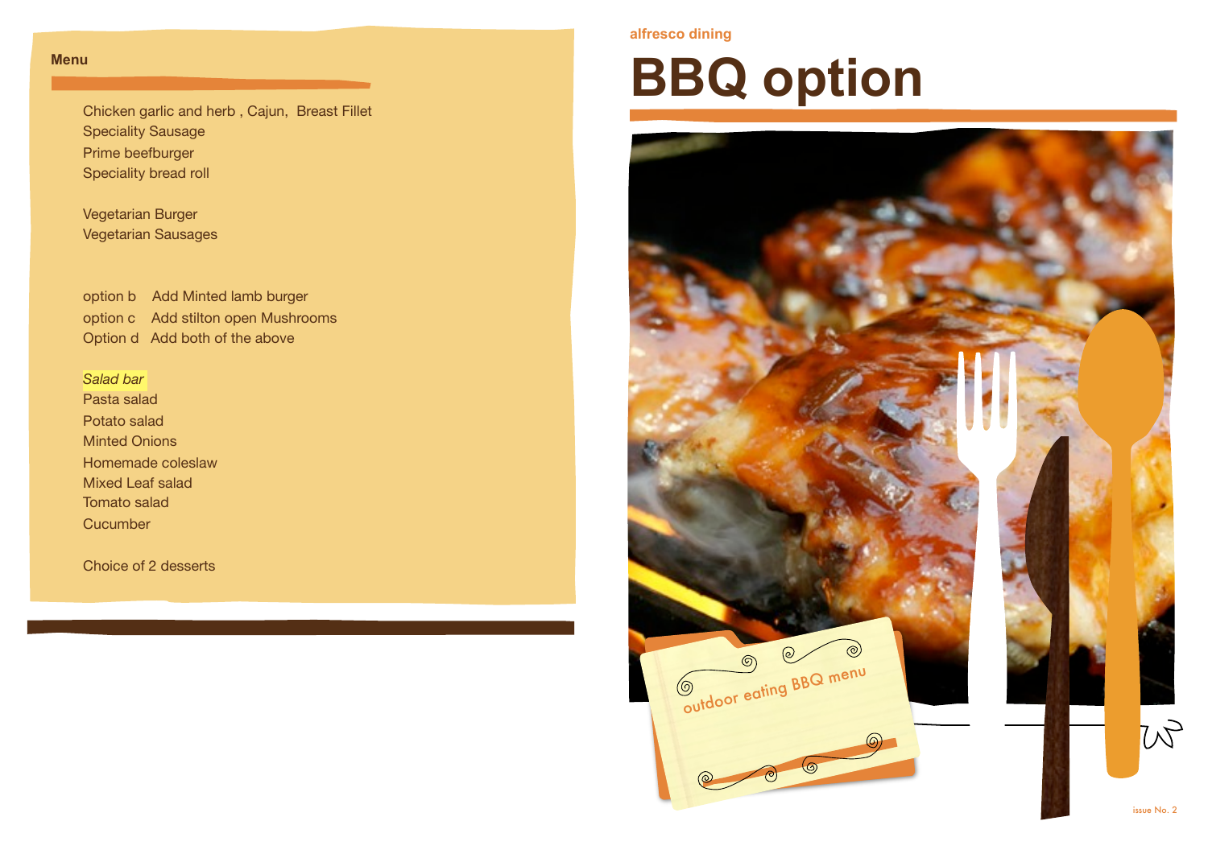alfresco dining

# BBQ option

## Menu

Chicken garlic and herb , Cajun, Breast Fillet
Speciality Sausage
Prime beefburger
Speciality bread roll

Vegetarian Burger
Vegetarian Sausages

option b Add Minted lamb burger
option c Add stilton open Mushrooms
Option d Add both of the above

*Salad bar*
Pasta salad
Potato salad
Minted Onions
Homemade coleslaw
Mixed Leaf salad
Tomato salad
Cucumber

Choice of 2 desserts

outdoor eating BBQ menu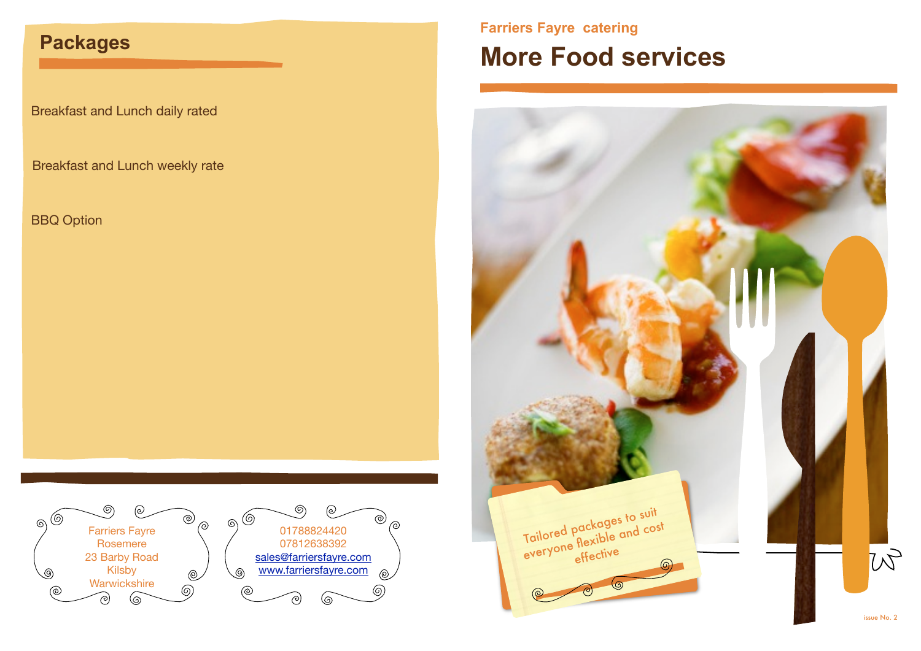## Packages

Breakfast and Lunch daily rated

Breakfast and Lunch weekly rate

BBQ Option

Farriers Fayre
Rosemere
23 Barby Road
Kilsby
Warwickshire

01788824420
07812638392
sales@farriersfayre.com
www.farriersfayre.com

Farriers Fayre catering

# More Food services

Tailored packages to suit everyone flexible and cost effective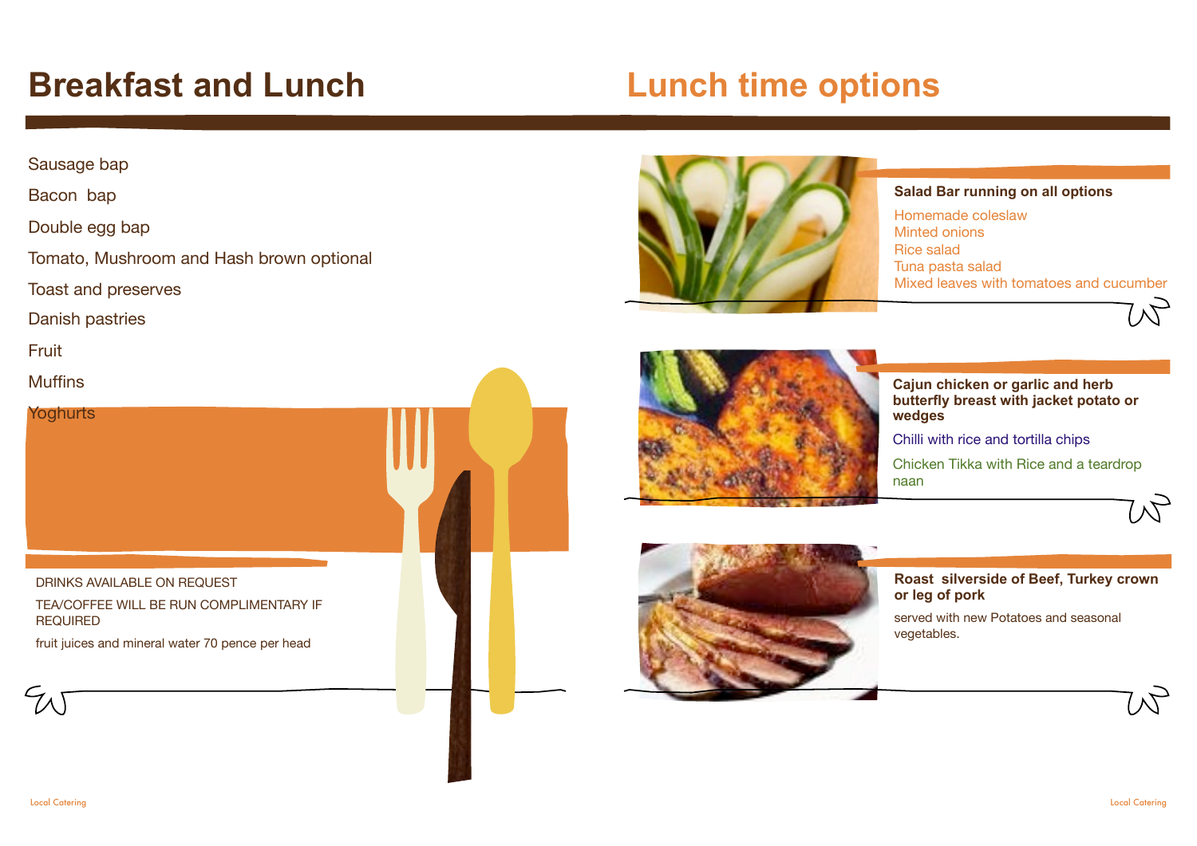# Breakfast and Lunch

Sausage bap

Bacon bap

Double egg bap

Tomato, Mushroom and Hash brown optional

Toast and preserves

Danish pastries

Fruit

Muffins

Yoghurts

DRINKS AVAILABLE ON REQUEST

TEA/COFFEE WILL BE RUN COMPLIMENTARY IF REQUIRED

fruit juices and mineral water 70 pence per head

# Lunch time options

**Salad Bar running on all options**

Homemade coleslaw
Minted onions
Rice salad
Tuna pasta salad
Mixed leaves with tomatoes and cucumber

**Cajun chicken or garlic and herb butterfly breast with jacket potato or wedges**

Chilli with rice and tortilla chips

Chicken Tikka with Rice and a teardrop naan

**Roast silverside of Beef, Turkey crown or leg of pork**

served with new Potatoes and seasonal vegetables.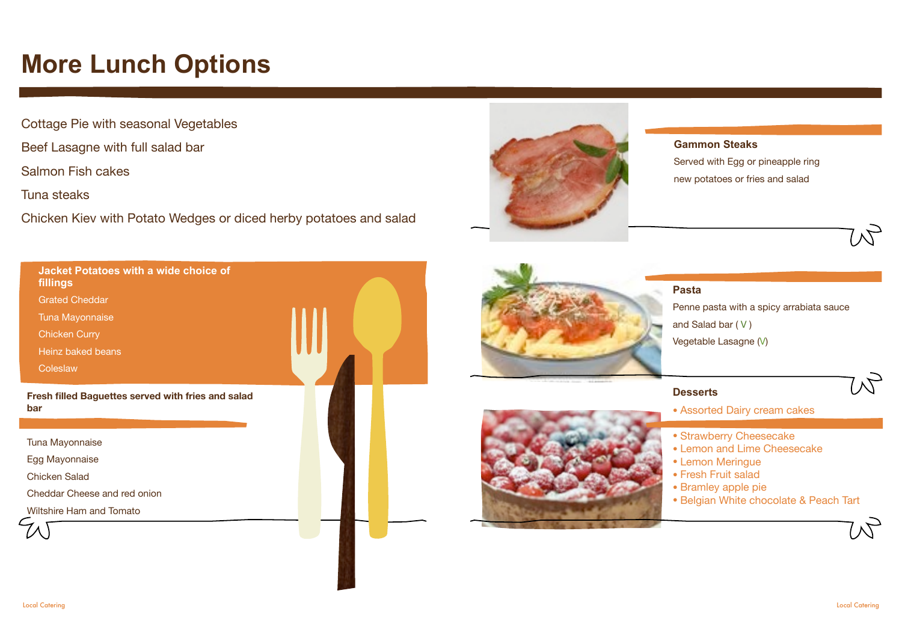# More Lunch Options

Cottage Pie with seasonal Vegetables

Beef Lasagne with full salad bar

Salmon Fish cakes

Tuna steaks

Chicken Kiev with Potato Wedges or diced herby potatoes and salad

**Jacket Potatoes with a wide choice of fillings**

Grated Cheddar

Tuna Mayonnaise

Chicken Curry

Heinz baked beans

Coleslaw

**Fresh filled Baguettes served with fries and salad bar**

Tuna Mayonnaise

Egg Mayonnaise

Chicken Salad

Cheddar Cheese and red onion

Wiltshire Ham and Tomato

**Gammon Steaks**

Served with Egg or pineapple ring

new potatoes or fries and salad

**Pasta**

Penne pasta with a spicy arrabiata sauce

and Salad bar ( V )

Vegetable Lasagne (V)

**Desserts**

- Assorted Dairy cream cakes
- Strawberry Cheesecake
- Lemon and Lime Cheesecake
- Lemon Meringue
- Fresh Fruit salad
- Bramley apple pie
- Belgian White chocolate & Peach Tart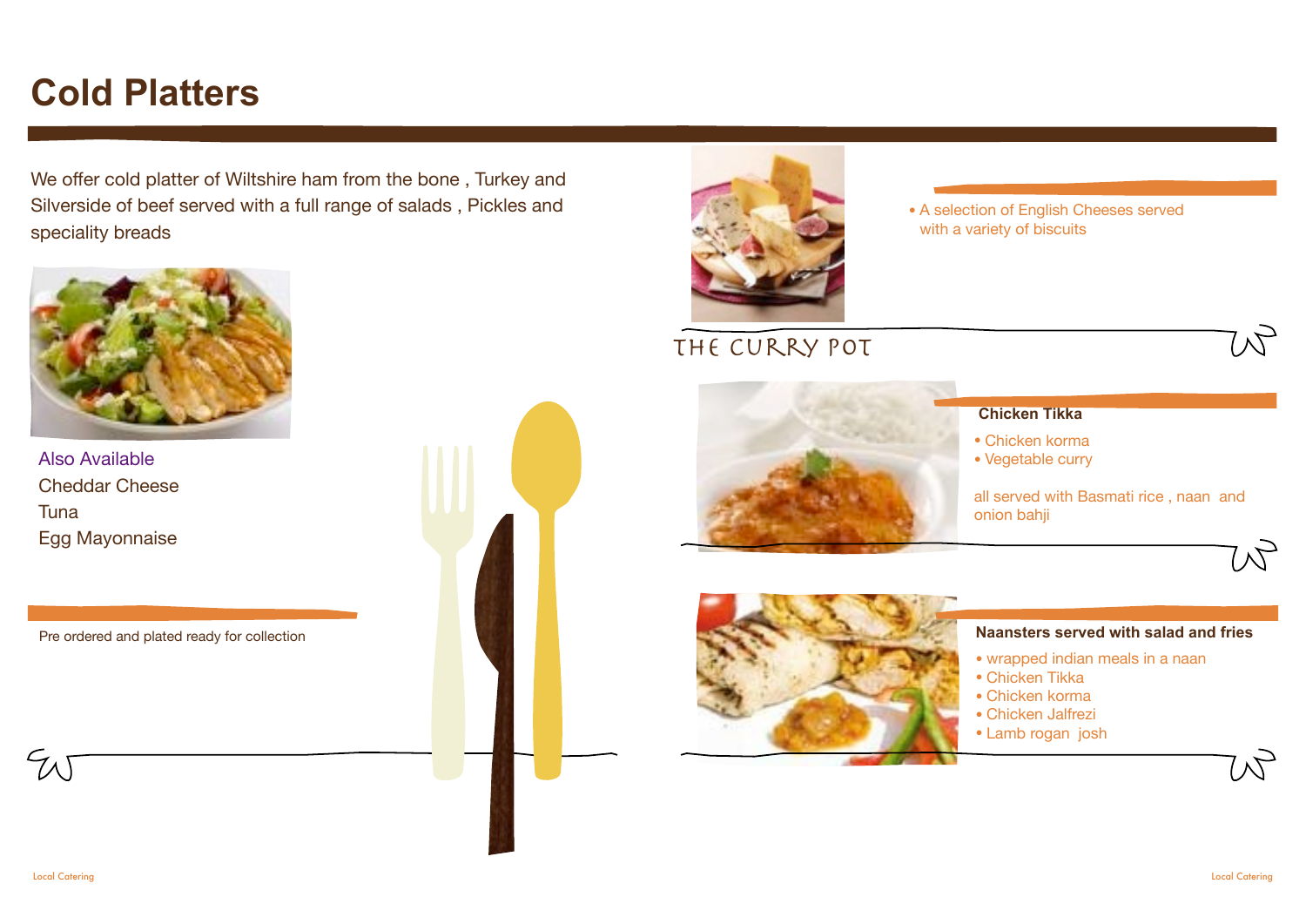# Cold Platters

We offer cold platter of Wiltshire ham from the bone , Turkey and Silverside of beef served with a full range of salads , Pickles and speciality breads

Also Available
Cheddar Cheese
Tuna
Egg Mayonnaise

Pre ordered and plated ready for collection

- A selection of English Cheeses served with a variety of biscuits

## THE CURRY POT

**Chicken Tikka**

- Chicken korma
- Vegetable curry

all served with Basmati rice , naan and onion bahji

**Naansters served with salad and fries**

- wrapped indian meals in a naan
- Chicken Tikka
- Chicken korma
- Chicken Jalfrezi
- Lamb rogan josh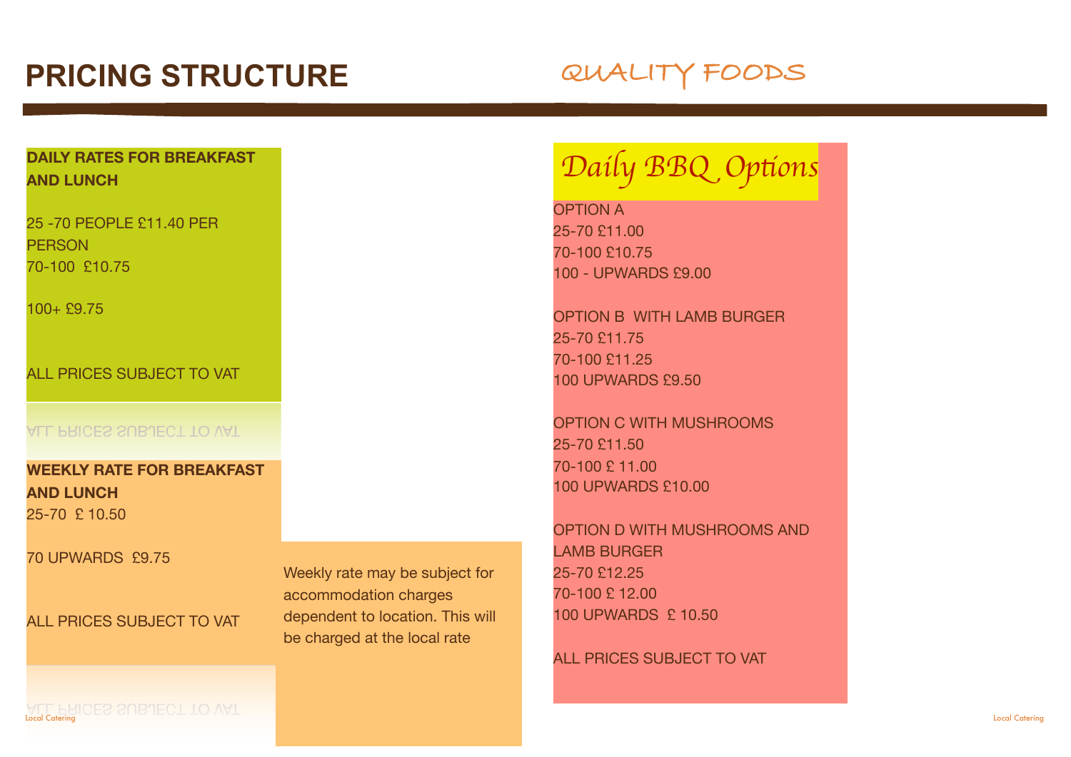# PRICING STRUCTURE

QUALITY FOODS

**DAILY RATES FOR BREAKFAST AND LUNCH**

25 -70 PEOPLE £11.40 PER PERSON
70-100 £10.75

100+ £9.75

ALL PRICES SUBJECT TO VAT

**WEEKLY RATE FOR BREAKFAST AND LUNCH**
25-70 £ 10.50

70 UPWARDS £9.75

ALL PRICES SUBJECT TO VAT

Weekly rate may be subject for accommodation charges dependent to location. This will be charged at the local rate

## *Daily BBQ Options*

OPTION A
25-70 £11.00
70-100 £10.75
100 - UPWARDS £9.00

OPTION B WITH LAMB BURGER
25-70 £11.75
70-100 £11.25
100 UPWARDS £9.50

OPTION C WITH MUSHROOMS
25-70 £11.50
70-100 £ 11.00
100 UPWARDS £10.00

OPTION D WITH MUSHROOMS AND LAMB BURGER
25-70 £12.25
70-100 £ 12.00
100 UPWARDS £ 10.50

ALL PRICES SUBJECT TO VAT